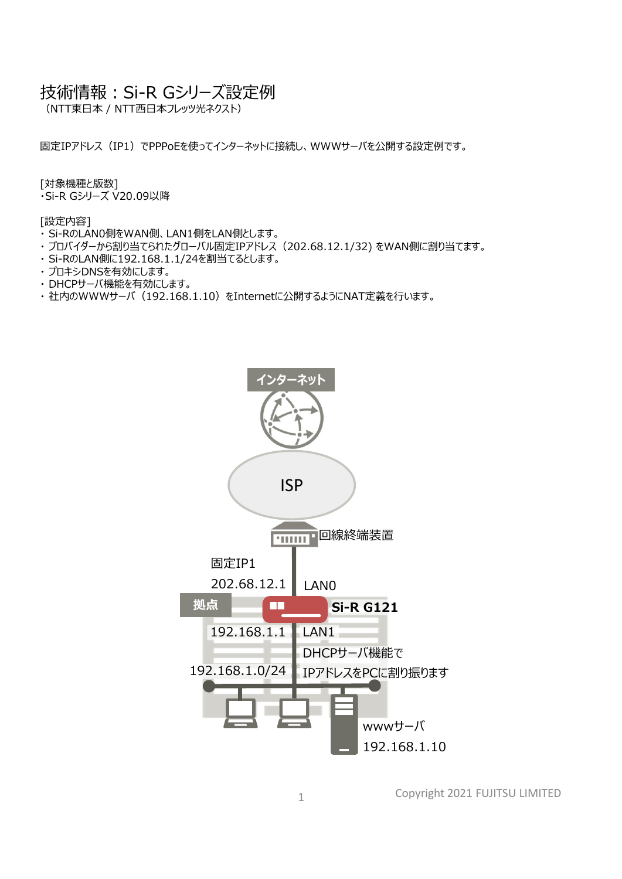# 技術情報：Si-R Gシリーズ設定例

（NTT東日本 / NTT西日本フレッツ光ネクスト）

固定IPアドレス（IP1）でPPPoEを使ってインターネットに接続し、WWWサーバを公開する設定例です。

[対象機種と版数]
・Si-R Gシリーズ V20.09以降

[設定内容]
・ Si-RのLAN0側をWAN側、LAN1側をLAN側とします。
・ プロバイダーから割り当てられたグローバル固定IPアドレス（202.68.12.1/32) をWAN側に割り当てます。
・ Si-RのLAN側に192.168.1.1/24を割当てるとします。
・ プロキシDNSを有効にします。
・ DHCPサーバ機能を有効にします。
・ 社内のWWWサーバ（192.168.1.10）をInternetに公開するようにNAT定義を行います。

インターネット

ISP

回線終端装置

固定IP1
202.68.12.1　LAN0

拠点　Si-R G121

192.168.1.1　LAN1

DHCPサーバ機能で
IPアドレスをPCに割り振ります

192.168.1.0/24

wwwサーバ
192.168.1.10

Copyright 2021 FUJITSU LIMITED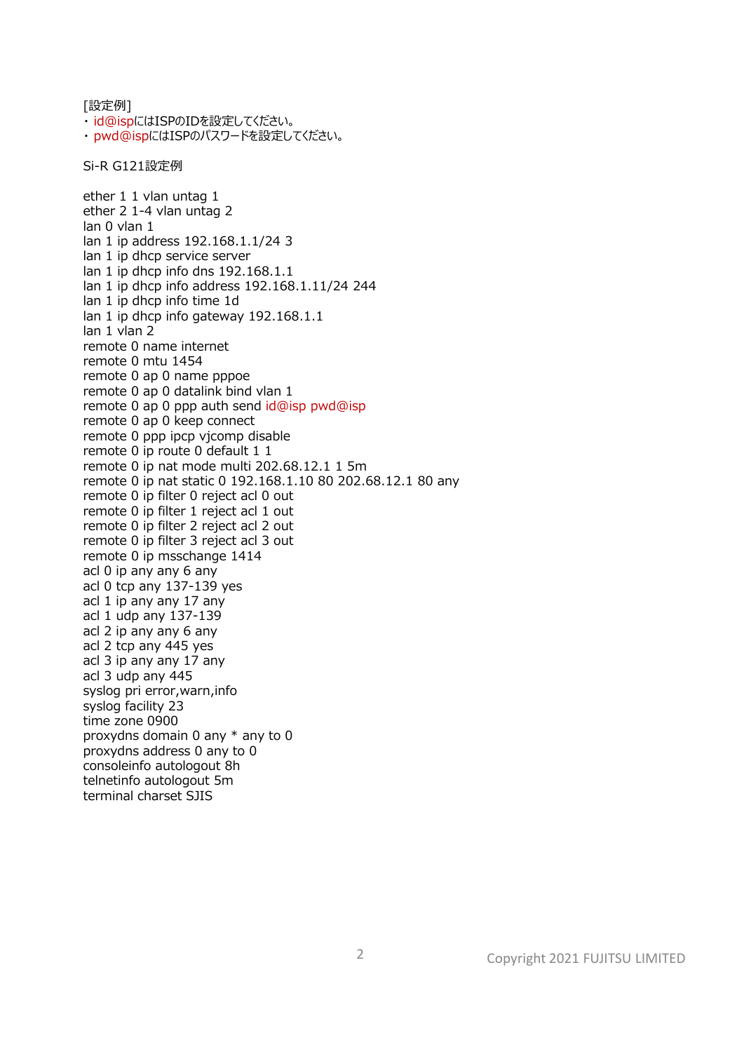[設定例]

- id@ispにはISPのIDを設定してください。
- pwd@ispにはISPのパスワードを設定してください。

Si-R G121設定例

```
ether 1 1 vlan untag 1
ether 2 1-4 vlan untag 2
lan 0 vlan 1
lan 1 ip address 192.168.1.1/24 3
lan 1 ip dhcp service server
lan 1 ip dhcp info dns 192.168.1.1
lan 1 ip dhcp info address 192.168.1.11/24 244
lan 1 ip dhcp info time 1d
lan 1 ip dhcp info gateway 192.168.1.1
lan 1 vlan 2
remote 0 name internet
remote 0 mtu 1454
remote 0 ap 0 name pppoe
remote 0 ap 0 datalink bind vlan 1
remote 0 ap 0 ppp auth send id@isp pwd@isp
remote 0 ap 0 keep connect
remote 0 ppp ipcp vjcomp disable
remote 0 ip route 0 default 1 1
remote 0 ip nat mode multi 202.68.12.1 1 5m
remote 0 ip nat static 0 192.168.1.10 80 202.68.12.1 80 any
remote 0 ip filter 0 reject acl 0 out
remote 0 ip filter 1 reject acl 1 out
remote 0 ip filter 2 reject acl 2 out
remote 0 ip filter 3 reject acl 3 out
remote 0 ip msschange 1414
acl 0 ip any any 6 any
acl 0 tcp any 137-139 yes
acl 1 ip any any 17 any
acl 1 udp any 137-139
acl 2 ip any any 6 any
acl 2 tcp any 445 yes
acl 3 ip any any 17 any
acl 3 udp any 445
syslog pri error,warn,info
syslog facility 23
time zone 0900
proxydns domain 0 any * any to 0
proxydns address 0 any to 0
consoleinfo autologout 8h
telnetinfo autologout 5m
terminal charset SJIS
```

Copyright 2021 FUJITSU LIMITED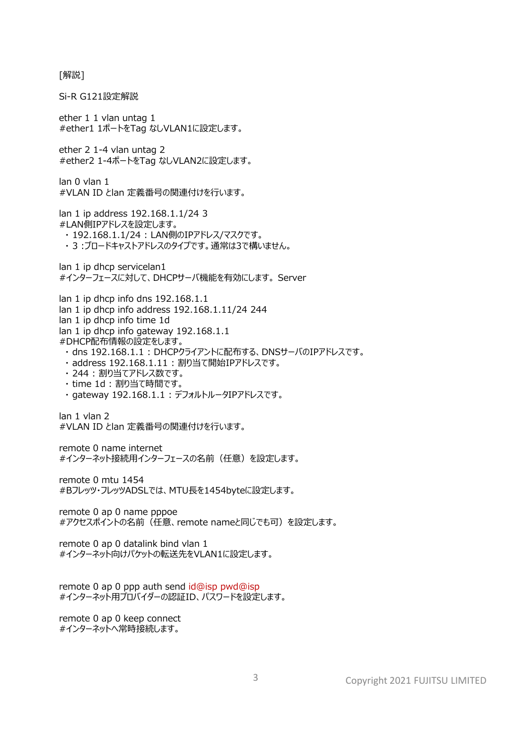[解説]

Si-R G121設定解説

ether 1 1 vlan untag 1
#ether1 1ポートをTag なしVLAN1に設定します。

ether 2 1-4 vlan untag 2
#ether2 1-4ポートをTag なしVLAN2に設定します。

lan 0 vlan 1
#VLAN ID とlan 定義番号の関連付けを行います。

lan 1 ip address 192.168.1.1/24 3
#LAN側IPアドレスを設定します。
- 192.168.1.1/24 : LAN側のIPアドレス/マスクです。
- 3 :ブロードキャストアドレスのタイプです。通常は3で構いません。

lan 1 ip dhcp servicelan1
#インターフェースに対して、DHCPサーバ機能を有効にします。Server

lan 1 ip dhcp info dns 192.168.1.1
lan 1 ip dhcp info address 192.168.1.11/24 244
lan 1 ip dhcp info time 1d
lan 1 ip dhcp info gateway 192.168.1.1
#DHCP配布情報の設定をします。
- dns 192.168.1.1 : DHCPクライアントに配布する、DNSサーバのIPアドレスです。
- address 192.168.1.11 : 割り当て開始IPアドレスです。
- 244 : 割り当てアドレス数です。
- time 1d : 割り当て時間です。
- gateway 192.168.1.1 : デフォルトルータIPアドレスです。

lan 1 vlan 2
#VLAN ID とlan 定義番号の関連付けを行います。

remote 0 name internet
#インターネット接続用インターフェースの名前（任意）を設定します。

remote 0 mtu 1454
#Bフレッツ・フレッツADSLでは、MTU長を1454byteに設定します。

remote 0 ap 0 name pppoe
#アクセスポイントの名前（任意、remote nameと同じでも可）を設定します。

remote 0 ap 0 datalink bind vlan 1
#インターネット向けパケットの転送先をVLAN1に設定します。

remote 0 ap 0 ppp auth send id@isp pwd@isp
#インターネット用プロバイダーの認証ID、パスワードを設定します。

remote 0 ap 0 keep connect
#インターネットへ常時接続します。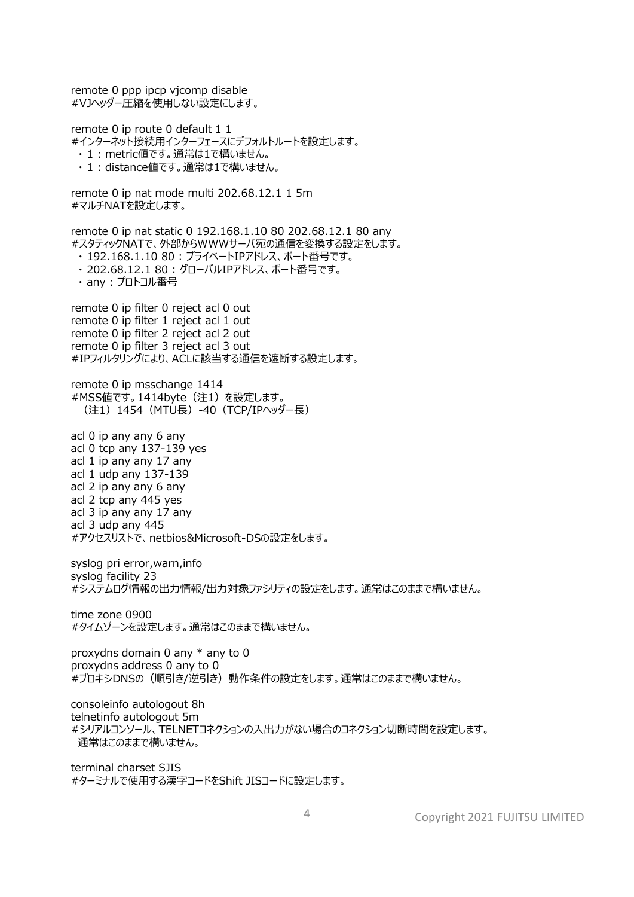remote 0 ppp ipcp vjcomp disable
#VJヘッダー圧縮を使用しない設定にします。

remote 0 ip route 0 default 1 1
#インターネット接続用インターフェースにデフォルトルートを設定します。
・1：metric値です。通常は1で構いません。
・1：distance値です。通常は1で構いません。

remote 0 ip nat mode multi 202.68.12.1 1 5m
#マルチNATを設定します。

remote 0 ip nat static 0 192.168.1.10 80 202.68.12.1 80 any
#スタティックNATで、外部からWWWサーバ宛の通信を変換する設定をします。
・192.168.1.10 80：プライベートIPアドレス、ポート番号です。
・202.68.12.1 80：グローバルIPアドレス、ポート番号です。
・any：プロトコル番号

remote 0 ip filter 0 reject acl 0 out
remote 0 ip filter 1 reject acl 1 out
remote 0 ip filter 2 reject acl 2 out
remote 0 ip filter 3 reject acl 3 out
#IPフィルタリングにより、ACLに該当する通信を遮断する設定します。

remote 0 ip msschange 1414
#MSS値です。1414byte（注1）を設定します。
（注1）1454（MTU長）-40（TCP/IPヘッダー長）

acl 0 ip any any 6 any
acl 0 tcp any 137-139 yes
acl 1 ip any any 17 any
acl 1 udp any 137-139
acl 2 ip any any 6 any
acl 2 tcp any 445 yes
acl 3 ip any any 17 any
acl 3 udp any 445
#アクセスリストで、netbios&Microsoft-DSの設定をします。

syslog pri error,warn,info
syslog facility 23
#システムログ情報の出力情報/出力対象ファシリティの設定をします。通常はこのままで構いません。

time zone 0900
#タイムゾーンを設定します。通常はこのままで構いません。

proxydns domain 0 any * any to 0
proxydns address 0 any to 0
#プロキシDNSの（順引き/逆引き）動作条件の設定をします。通常はこのままで構いません。

consoleinfo autologout 8h
telnetinfo autologout 5m
#シリアルコンソール、TELNETコネクションの入出力がない場合のコネクション切断時間を設定します。
通常はこのままで構いません。

terminal charset SJIS
#ターミナルで使用する漢字コードをShift JISコードに設定します。

Copyright 2021 FUJITSU LIMITED